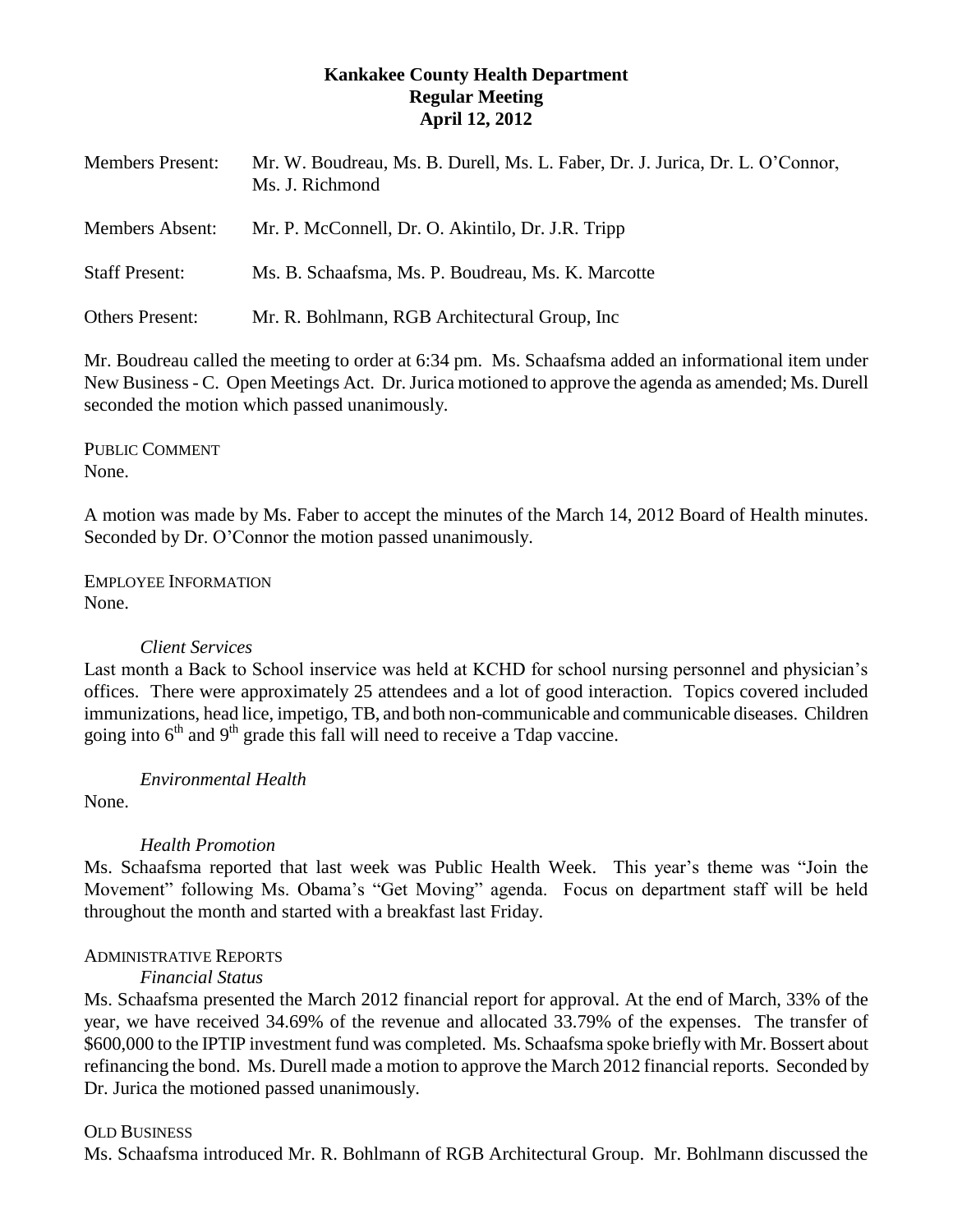# Kankakee County Health Department
## Regular Meeting
## April 12, 2012

Members Present: Mr. W. Boudreau, Ms. B. Durell, Ms. L. Faber, Dr. J. Jurica, Dr. L. O'Connor, Ms. J. Richmond

Members Absent: Mr. P. McConnell, Dr. O. Akintilo, Dr. J.R. Tripp

Staff Present: Ms. B. Schaafsma, Ms. P. Boudreau, Ms. K. Marcotte

Others Present: Mr. R. Bohlmann, RGB Architectural Group, Inc

Mr. Boudreau called the meeting to order at 6:34 pm. Ms. Schaafsma added an informational item under New Business - C. Open Meetings Act. Dr. Jurica motioned to approve the agenda as amended; Ms. Durell seconded the motion which passed unanimously.

PUBLIC COMMENT
None.

A motion was made by Ms. Faber to accept the minutes of the March 14, 2012 Board of Health minutes. Seconded by Dr. O'Connor the motion passed unanimously.

EMPLOYEE INFORMATION
None.

*Client Services*

Last month a Back to School inservice was held at KCHD for school nursing personnel and physician's offices. There were approximately 25 attendees and a lot of good interaction. Topics covered included immunizations, head lice, impetigo, TB, and both non-communicable and communicable diseases. Children going into 6th and 9th grade this fall will need to receive a Tdap vaccine.

*Environmental Health*

None.

*Health Promotion*

Ms. Schaafsma reported that last week was Public Health Week. This year's theme was "Join the Movement" following Ms. Obama's "Get Moving" agenda. Focus on department staff will be held throughout the month and started with a breakfast last Friday.

ADMINISTRATIVE REPORTS

*Financial Status*

Ms. Schaafsma presented the March 2012 financial report for approval. At the end of March, 33% of the year, we have received 34.69% of the revenue and allocated 33.79% of the expenses. The transfer of $600,000 to the IPTIP investment fund was completed. Ms. Schaafsma spoke briefly with Mr. Bossert about refinancing the bond. Ms. Durell made a motion to approve the March 2012 financial reports. Seconded by Dr. Jurica the motioned passed unanimously.

OLD BUSINESS

Ms. Schaafsma introduced Mr. R. Bohlmann of RGB Architectural Group. Mr. Bohlmann discussed the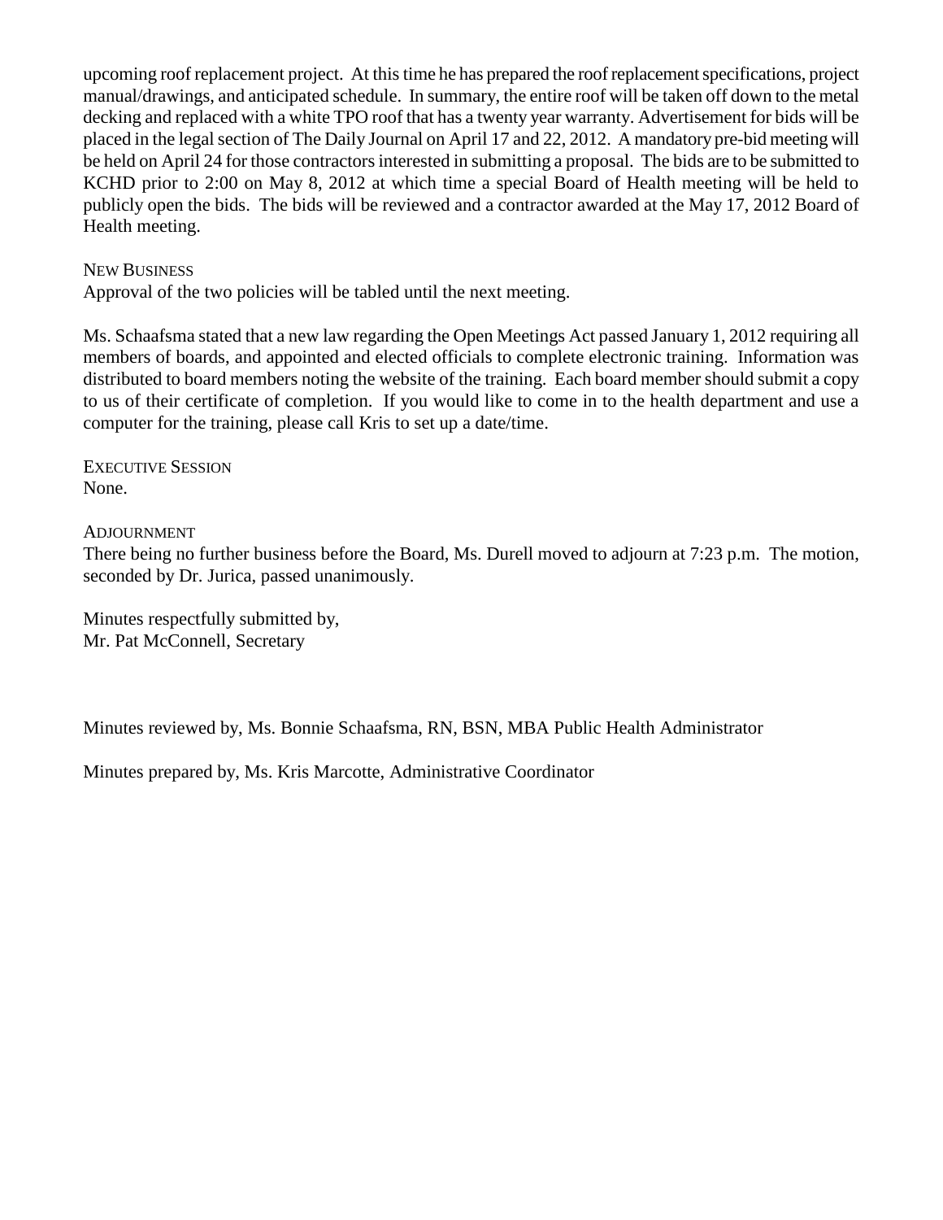upcoming roof replacement project. At this time he has prepared the roof replacement specifications, project manual/drawings, and anticipated schedule. In summary, the entire roof will be taken off down to the metal decking and replaced with a white TPO roof that has a twenty year warranty. Advertisement for bids will be placed in the legal section of The Daily Journal on April 17 and 22, 2012. A mandatory pre-bid meeting will be held on April 24 for those contractors interested in submitting a proposal. The bids are to be submitted to KCHD prior to 2:00 on May 8, 2012 at which time a special Board of Health meeting will be held to publicly open the bids. The bids will be reviewed and a contractor awarded at the May 17, 2012 Board of Health meeting.

NEW BUSINESS

Approval of the two policies will be tabled until the next meeting.

Ms. Schaafsma stated that a new law regarding the Open Meetings Act passed January 1, 2012 requiring all members of boards, and appointed and elected officials to complete electronic training. Information was distributed to board members noting the website of the training. Each board member should submit a copy to us of their certificate of completion. If you would like to come in to the health department and use a computer for the training, please call Kris to set up a date/time.

EXECUTIVE SESSION

None.

ADJOURNMENT

There being no further business before the Board, Ms. Durell moved to adjourn at 7:23 p.m. The motion, seconded by Dr. Jurica, passed unanimously.

Minutes respectfully submitted by,
Mr. Pat McConnell, Secretary

Minutes reviewed by, Ms. Bonnie Schaafsma, RN, BSN, MBA Public Health Administrator

Minutes prepared by, Ms. Kris Marcotte, Administrative Coordinator